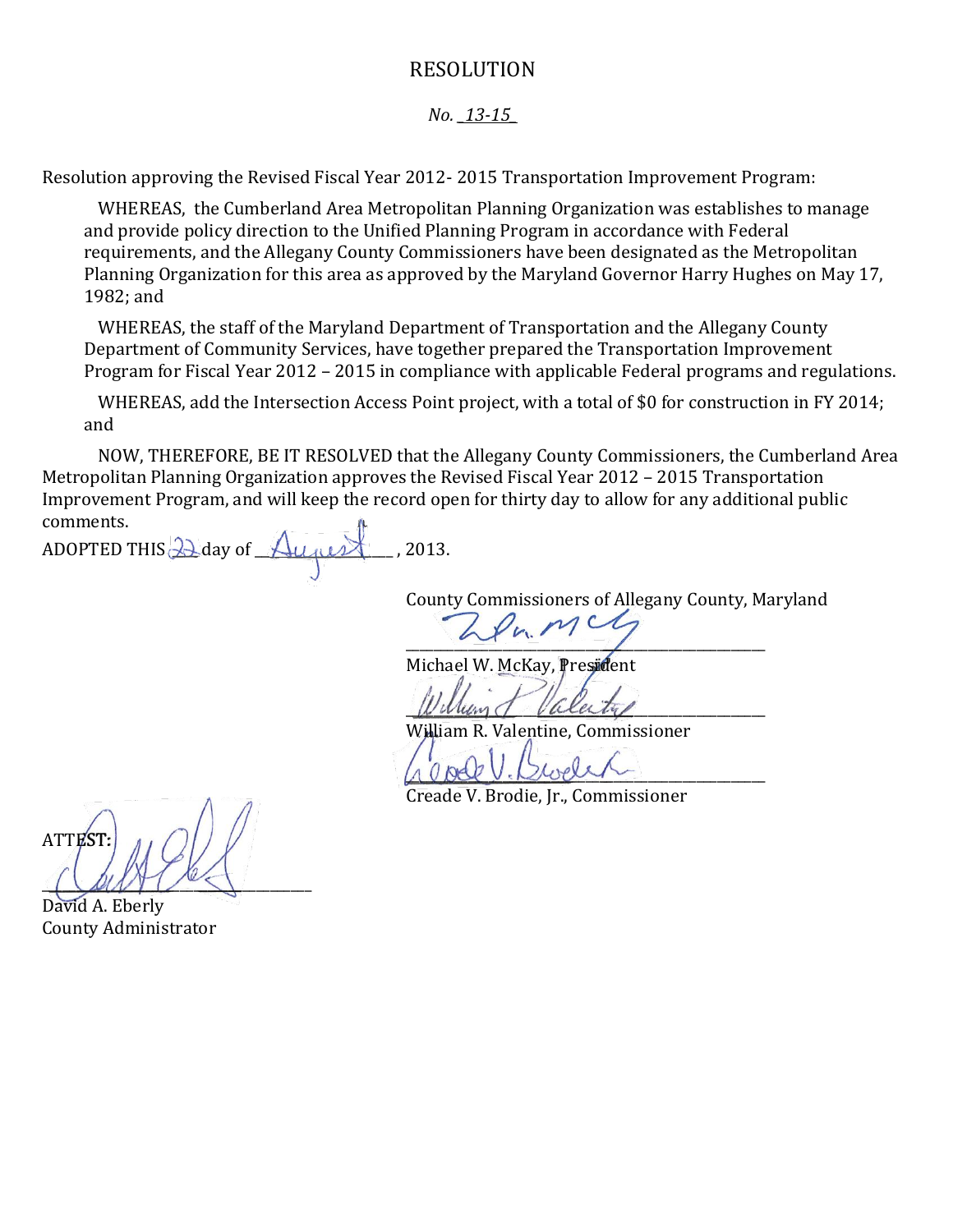# RESOLUTION

*No. _13-15_*

Resolution approving the Revised Fiscal Year 2012- 2015 Transportation Improvement Program:

WHEREAS, the Cumberland Area Metropolitan Planning Organization was establishes to manage and provide policy direction to the Unified Planning Program in accordance with Federal requirements, and the Allegany County Commissioners have been designated as the Metropolitan Planning Organization for this area as approved by the Maryland Governor Harry Hughes on May 17, 1982; and

WHEREAS, the staff of the Maryland Department of Transportation and the Allegany County Department of Community Services, have together prepared the Transportation Improvement Program for Fiscal Year 2012 – 2015 in compliance with applicable Federal programs and regulations.

WHEREAS, add the Intersection Access Point project, with a total of $0 for construction in FY 2014; and

NOW, THEREFORE, BE IT RESOLVED that the Allegany County Commissioners, the Cumberland Area Metropolitan Planning Organization approves the Revised Fiscal Year 2012 – 2015 Transportation Improvement Program, and will keep the record open for thirty day to allow for any additional public comments.

ADOPTED THIS 22 day of August, 2013.

County Commissioners of Allegany County, Maryland

______________________________
Michael W. McKay, President

______________________________
William R. Valentine, Commissioner

______________________________
Creade V. Brodie, Jr., Commissioner

ATTEST:

______________________________
David A. Eberly
County Administrator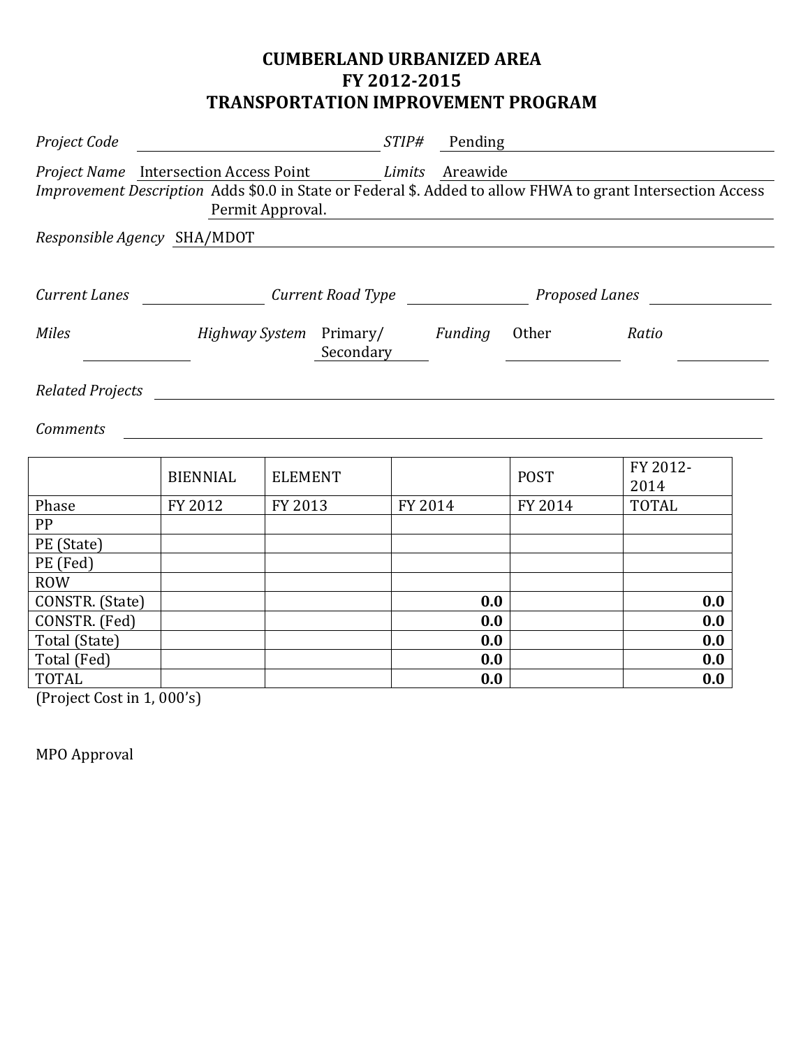# CUMBERLAND URBANIZED AREA
# FY 2012-2015
# TRANSPORTATION IMPROVEMENT PROGRAM

*Project Code* ____________ *STIP#* Pending

*Project Name* Intersection Access Point *Limits* Areawide

*Improvement Description* Adds $0.0 in State or Federal $. Added to allow FHWA to grant Intersection Access Permit Approval.

*Responsible Agency* SHA/MDOT

*Current Lanes* ____________ *Current Road Type* ____________ *Proposed Lanes* ____________

*Miles* ____________ *Highway System* Primary/ Secondary *Funding* Other *Ratio* ____________

*Related Projects* ____________

*Comments* ____________

| | BIENNIAL | ELEMENT | | POST | FY 2012-2014 |
|---|---|---|---|---|---|
| Phase | FY 2012 | FY 2013 | FY 2014 | FY 2014 | TOTAL |
| PP | | | | | |
| PE (State) | | | | | |
| PE (Fed) | | | | | |
| ROW | | | | | |
| CONSTR. (State) | | | **0.0** | | **0.0** |
| CONSTR. (Fed) | | | **0.0** | | **0.0** |
| Total (State) | | | **0.0** | | **0.0** |
| Total (Fed) | | | **0.0** | | **0.0** |
| TOTAL | | | **0.0** | | **0.0** |

(Project Cost in 1, 000's)

MPO Approval